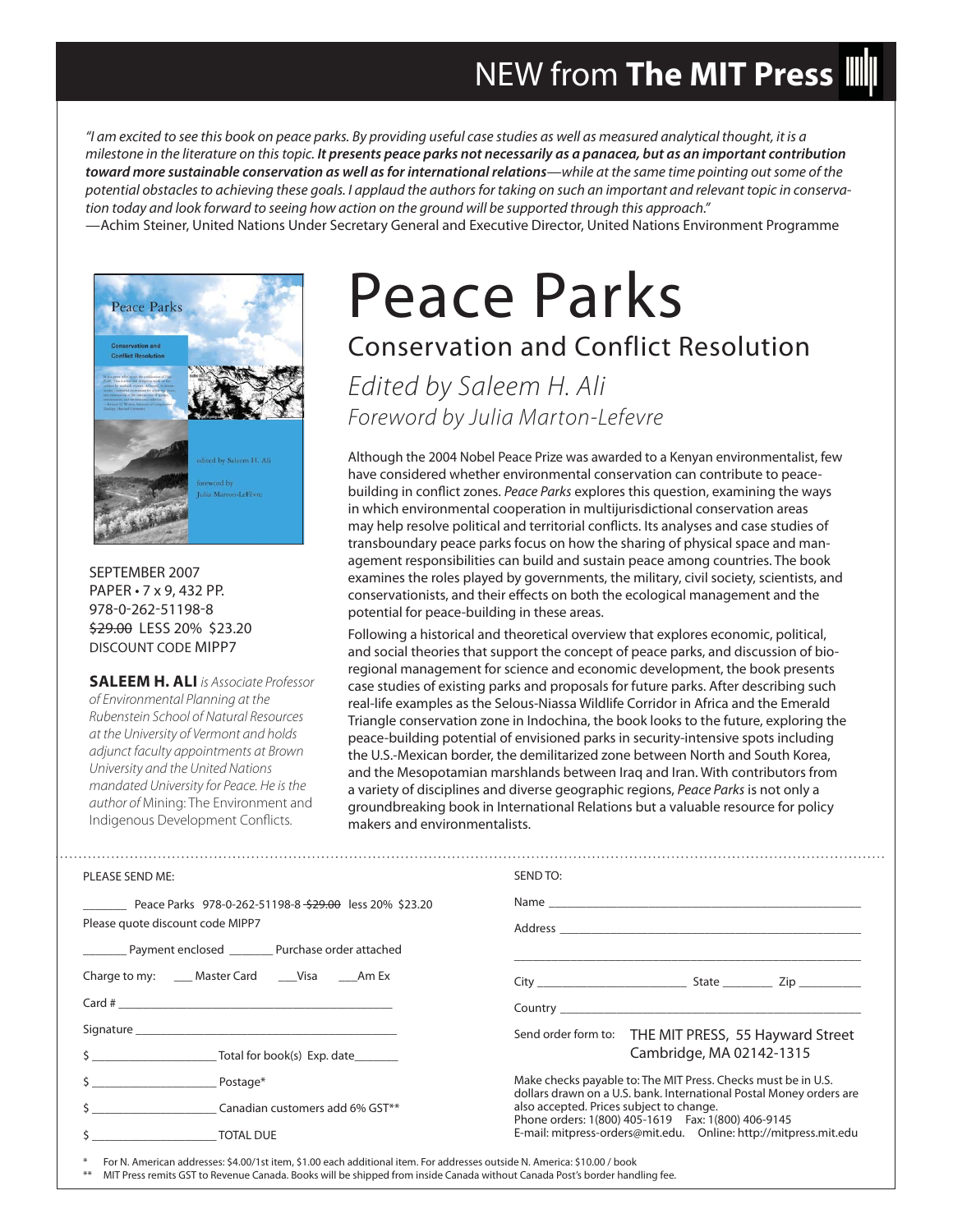# NEW from **The MIT Press**

*"I am excited to see this book on peace parks. By providing useful case studies as well as measured analytical thought, it is a milestone in the literature on this topic.* ***It presents peace parks not necessarily as a panacea, but as an important contribution toward more sustainable conservation as well as for international relations****—while at the same time pointing out some of the potential obstacles to achieving these goals. I applaud the authors for taking on such an important and relevant topic in conservation today and look forward to seeing how action on the ground will be supported through this approach."*
—Achim Steiner, United Nations Under Secretary General and Executive Director, United Nations Environment Programme

# Peace Parks

## Conservation and Conflict Resolution

*Edited by Saleem H. Ali*
*Foreword by Julia Marton-Lefevre*

SEPTEMBER 2007
PAPER • 7 x 9, 432 PP.
978-0-262-51198-8
~~$29.00~~ LESS 20% $23.20
DISCOUNT CODE MIPP7

**SALEEM H. ALI** *is Associate Professor of Environmental Planning at the Rubenstein School of Natural Resources at the University of Vermont and holds adjunct faculty appointments at Brown University and the United Nations mandated University for Peace. He is the author of* Mining: The Environment and Indigenous Development Conflicts.

Although the 2004 Nobel Peace Prize was awarded to a Kenyan environmentalist, few have considered whether environmental conservation can contribute to peace-building in conflict zones. *Peace Parks* explores this question, examining the ways in which environmental cooperation in multijurisdictional conservation areas may help resolve political and territorial conflicts. Its analyses and case studies of transboundary peace parks focus on how the sharing of physical space and management responsibilities can build and sustain peace among countries. The book examines the roles played by governments, the military, civil society, scientists, and conservationists, and their effects on both the ecological management and the potential for peace-building in these areas.

Following a historical and theoretical overview that explores economic, political, and social theories that support the concept of peace parks, and discussion of bio-regional management for science and economic development, the book presents case studies of existing parks and proposals for future parks. After describing such real-life examples as the Selous-Niassa Wildlife Corridor in Africa and the Emerald Triangle conservation zone in Indochina, the book looks to the future, exploring the peace-building potential of envisioned parks in security-intensive spots including the U.S.-Mexican border, the demilitarized zone between North and South Korea, and the Mesopotamian marshlands between Iraq and Iran. With contributors from a variety of disciplines and diverse geographic regions, *Peace Parks* is not only a groundbreaking book in International Relations but a valuable resource for policy makers and environmentalists.

---

PLEASE SEND ME:

_______ Peace Parks 978-0-262-51198-8 ~~$29.00~~ less 20% $23.20
Please quote discount code MIPP7

_______ Payment enclosed _______ Purchase order attached

Charge to my: ___ Master Card ___Visa ___Am Ex

Card # ____________________________________________

Signature __________________________________________

$ ____________________ Total for book(s) Exp. date_______

$ ____________________ Postage*

$ ____________________ Canadian customers add 6% GST**

$ ____________________ TOTAL DUE

SEND TO:

Name ______________________________________________

Address ____________________________________________

___________________________________________________

City ________________________ State ________ Zip __________

Country ____________________________________________

Send order form to: THE MIT PRESS, 55 Hayward Street
Cambridge, MA 02142-1315

Make checks payable to: The MIT Press. Checks must be in U.S. dollars drawn on a U.S. bank. International Postal Money orders are also accepted. Prices subject to change.
Phone orders: 1(800) 405-1619 Fax: 1(800) 406-9145
E-mail: mitpress-orders@mit.edu. Online: http://mitpress.mit.edu

\* For N. American addresses: $4.00/1st item, $1.00 each additional item. For addresses outside N. America: $10.00 / book
\*\* MIT Press remits GST to Revenue Canada. Books will be shipped from inside Canada without Canada Post's border handling fee.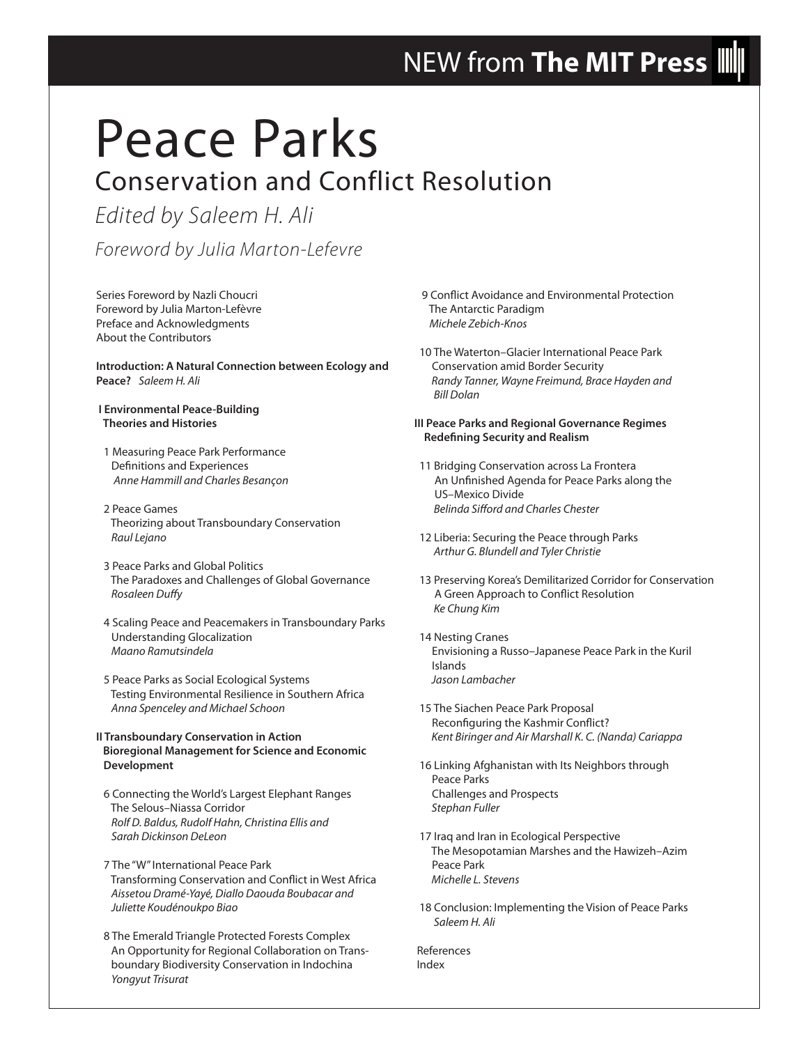NEW from **The MIT Press**

# Peace Parks

## Conservation and Conflict Resolution

*Edited by Saleem H. Ali*

*Foreword by Julia Marton-Lefevre*

Series Foreword by Nazli Choucri
Foreword by Julia Marton-Lefèvre
Preface and Acknowledgments
About the Contributors

**Introduction: A Natural Connection between Ecology and Peace?** *Saleem H. Ali*

**I Environmental Peace-Building Theories and Histories**

1 Measuring Peace Park Performance
Definitions and Experiences
*Anne Hammill and Charles Besançon*

2 Peace Games
Theorizing about Transboundary Conservation
*Raul Lejano*

3 Peace Parks and Global Politics
The Paradoxes and Challenges of Global Governance
*Rosaleen Duffy*

4 Scaling Peace and Peacemakers in Transboundary Parks
Understanding Glocalization
*Maano Ramutsindela*

5 Peace Parks as Social Ecological Systems
Testing Environmental Resilience in Southern Africa
*Anna Spenceley and Michael Schoon*

**II Transboundary Conservation in Action Bioregional Management for Science and Economic Development**

6 Connecting the World's Largest Elephant Ranges
The Selous–Niassa Corridor
*Rolf D. Baldus, Rudolf Hahn, Christina Ellis and Sarah Dickinson DeLeon*

7 The "W" International Peace Park
Transforming Conservation and Conflict in West Africa
*Aissetou Dramé-Yayé, Diallo Daouda Boubacar and Juliette Koudénoukpo Biao*

8 The Emerald Triangle Protected Forests Complex
An Opportunity for Regional Collaboration on Transboundary Biodiversity Conservation in Indochina
*Yongyut Trisurat*

9 Conflict Avoidance and Environmental Protection
The Antarctic Paradigm
*Michele Zebich-Knos*

10 The Waterton–Glacier International Peace Park
Conservation amid Border Security
*Randy Tanner, Wayne Freimund, Brace Hayden and Bill Dolan*

**III Peace Parks and Regional Governance Regimes Redefining Security and Realism**

11 Bridging Conservation across La Frontera
An Unfinished Agenda for Peace Parks along the US–Mexico Divide
*Belinda Sifford and Charles Chester*

12 Liberia: Securing the Peace through Parks
*Arthur G. Blundell and Tyler Christie*

13 Preserving Korea's Demilitarized Corridor for Conservation
A Green Approach to Conflict Resolution
*Ke Chung Kim*

14 Nesting Cranes
Envisioning a Russo–Japanese Peace Park in the Kuril Islands
*Jason Lambacher*

15 The Siachen Peace Park Proposal
Reconfiguring the Kashmir Conflict?
*Kent Biringer and Air Marshall K. C. (Nanda) Cariappa*

16 Linking Afghanistan with Its Neighbors through Peace Parks
Challenges and Prospects
*Stephan Fuller*

17 Iraq and Iran in Ecological Perspective
The Mesopotamian Marshes and the Hawizeh–Azim Peace Park
*Michelle L. Stevens*

18 Conclusion: Implementing the Vision of Peace Parks
*Saleem H. Ali*

References
Index